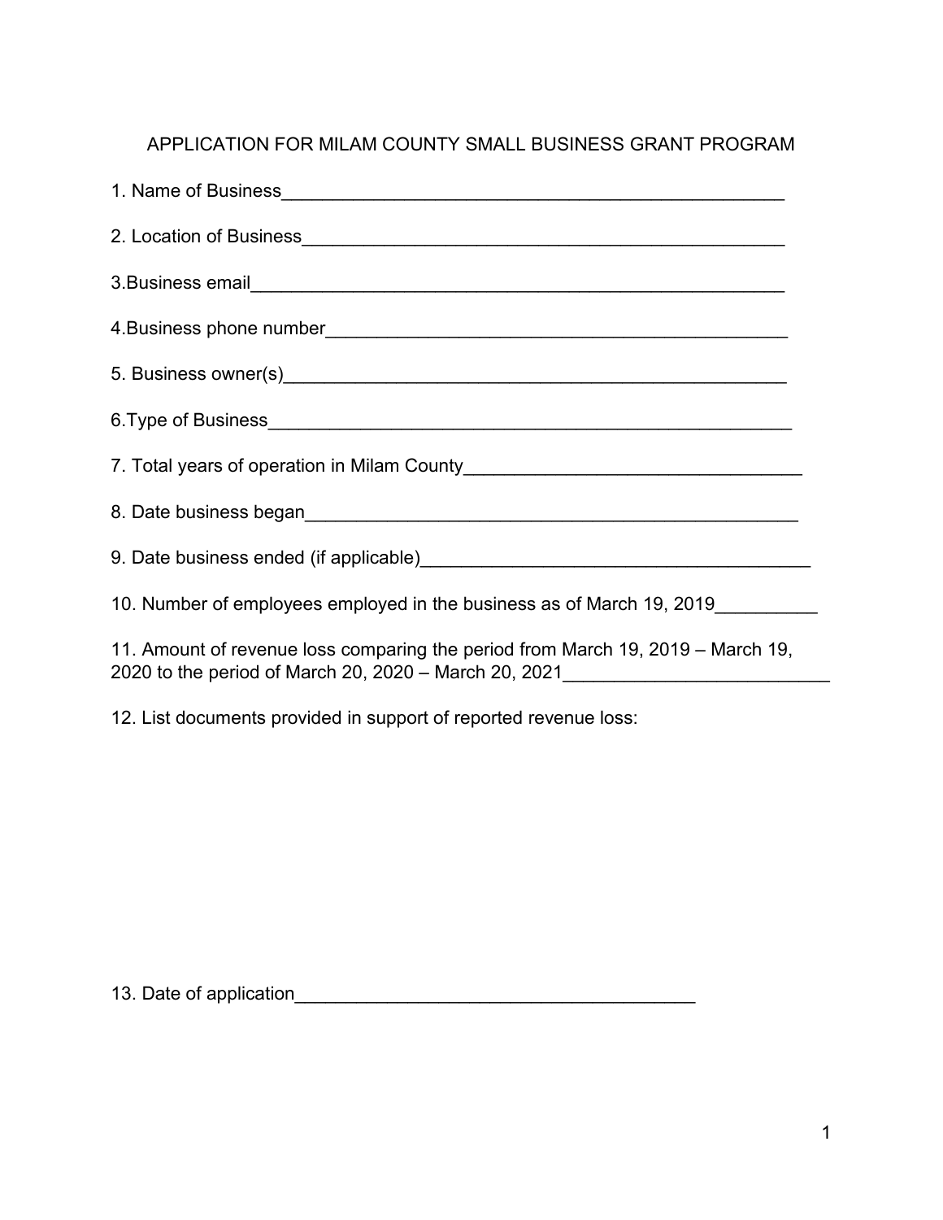# APPLICATION FOR MILAM COUNTY SMALL BUSINESS GRANT PROGRAM

1. Name of Business___________________________________________________

2. Location of Business_________________________________________________

3.Business email______________________________________________________

4.Business phone number_______________________________________________

5. Business owner(s)___________________________________________________

6.Type of Business_____________________________________________________

7. Total years of operation in Milam County_________________________________

8. Date business began_________________________________________________

9. Date business ended (if applicable)____________________________________

10. Number of employees employed in the business as of March 19, 2019__________

11. Amount of revenue loss comparing the period from March 19, 2019 – March 19, 2020 to the period of March 20, 2020 – March 20, 2021___________________________

12. List documents provided in support of reported revenue loss:

13. Date of application______________________________________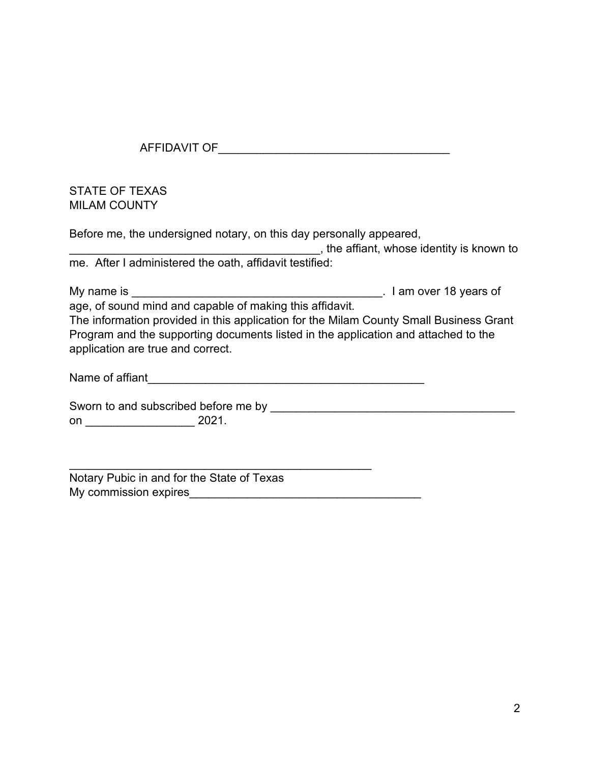AFFIDAVIT OF____________________________________

STATE OF TEXAS
MILAM COUNTY

Before me, the undersigned notary, on this day personally appeared, ________________________________________, the affiant, whose identity is known to me. After I administered the oath, affidavit testified:

My name is ________________________________________. I am over 18 years of age, of sound mind and capable of making this affidavit.
The information provided in this application for the Milam County Small Business Grant Program and the supporting documents listed in the application and attached to the application are true and correct.

Name of affiant_____________________________________________

Sworn to and subscribed before me by _______________________________________ on _________________ 2021.

_________________________________________________
Notary Pubic in and for the State of Texas
My commission expires____________________________________